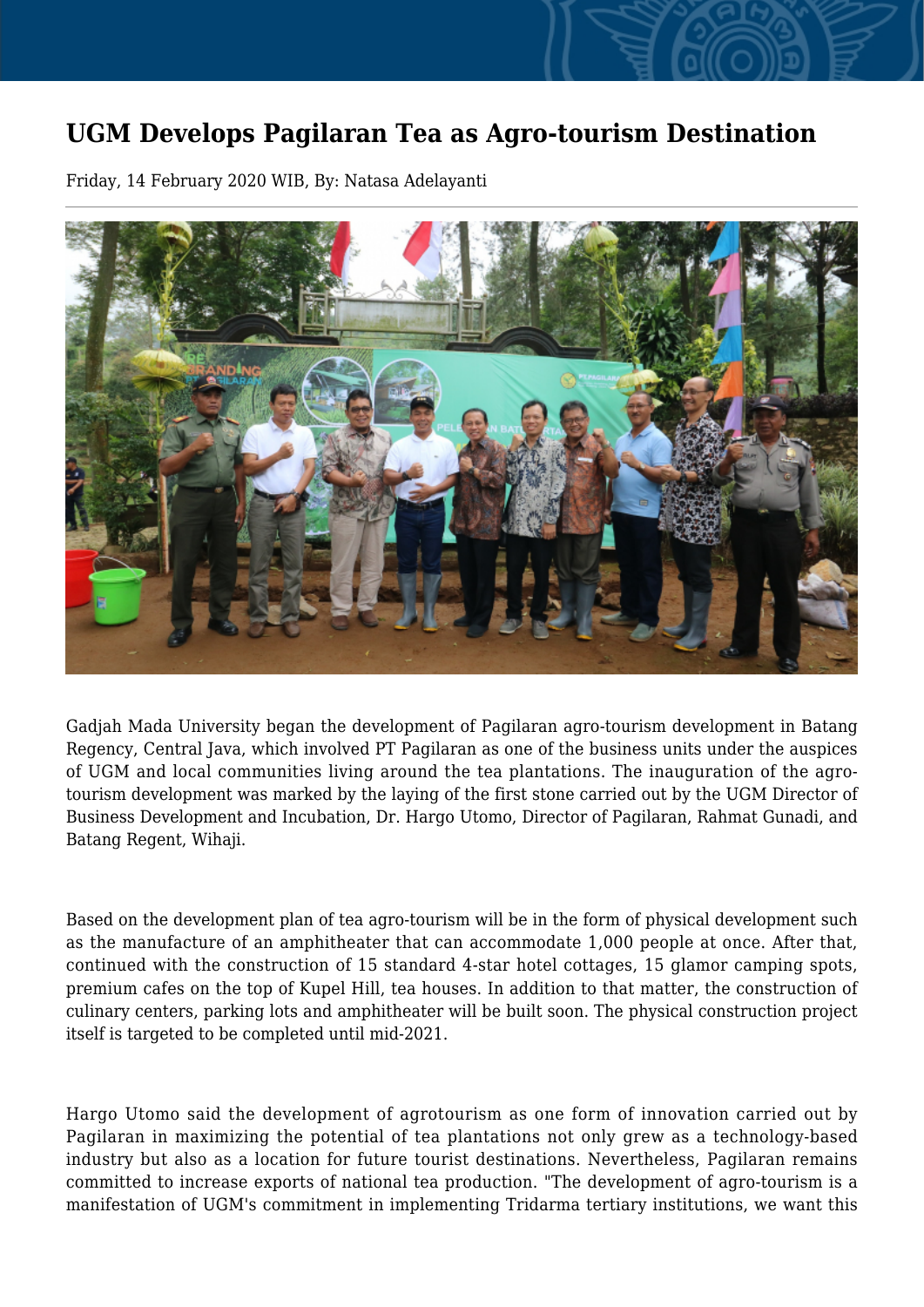# UGM Develops Pagilaran Tea as Agro-tourism Destination

Friday, 14 February 2020 WIB, By: Natasa Adelayanti

Gadjah Mada University began the development of Pagilaran agro-tourism development in Batang Regency, Central Java, which involved PT Pagilaran as one of the business units under the auspices of UGM and local communities living around the tea plantations. The inauguration of the agro-tourism development was marked by the laying of the first stone carried out by the UGM Director of Business Development and Incubation, Dr. Hargo Utomo, Director of Pagilaran, Rahmat Gunadi, and Batang Regent, Wihaji.

Based on the development plan of tea agro-tourism will be in the form of physical development such as the manufacture of an amphitheater that can accommodate 1,000 people at once. After that, continued with the construction of 15 standard 4-star hotel cottages, 15 glamor camping spots, premium cafes on the top of Kupel Hill, tea houses. In addition to that matter, the construction of culinary centers, parking lots and amphitheater will be built soon. The physical construction project itself is targeted to be completed until mid-2021.

Hargo Utomo said the development of agrotourism as one form of innovation carried out by Pagilaran in maximizing the potential of tea plantations not only grew as a technology-based industry but also as a location for future tourist destinations. Nevertheless, Pagilaran remains committed to increase exports of national tea production. "The development of agro-tourism is a manifestation of UGM's commitment in implementing Tridarma tertiary institutions, we want this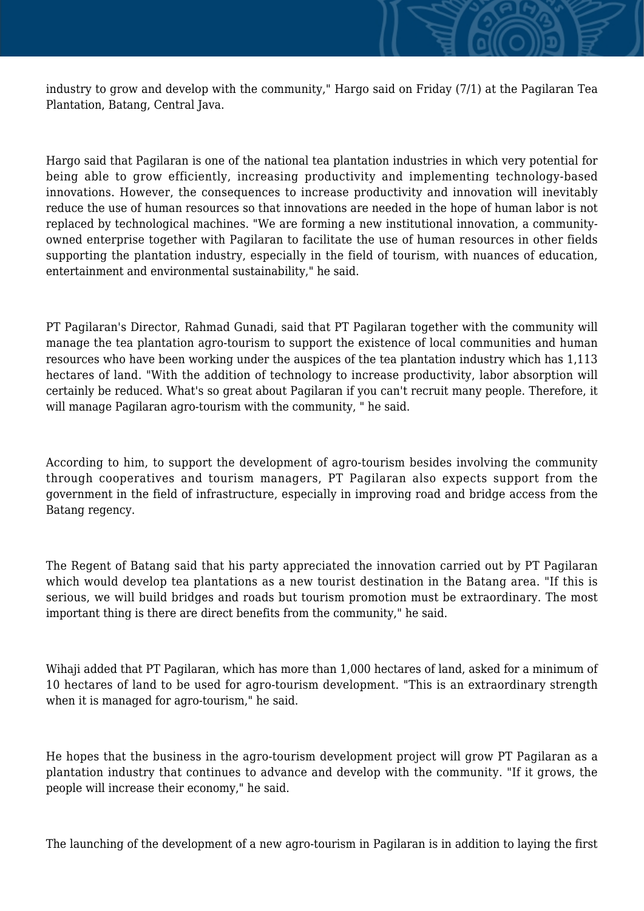industry to grow and develop with the community," Hargo said on Friday (7/1) at the Pagilaran Tea Plantation, Batang, Central Java.

Hargo said that Pagilaran is one of the national tea plantation industries in which very potential for being able to grow efficiently, increasing productivity and implementing technology-based innovations. However, the consequences to increase productivity and innovation will inevitably reduce the use of human resources so that innovations are needed in the hope of human labor is not replaced by technological machines. "We are forming a new institutional innovation, a community-owned enterprise together with Pagilaran to facilitate the use of human resources in other fields supporting the plantation industry, especially in the field of tourism, with nuances of education, entertainment and environmental sustainability," he said.

PT Pagilaran's Director, Rahmad Gunadi, said that PT Pagilaran together with the community will manage the tea plantation agro-tourism to support the existence of local communities and human resources who have been working under the auspices of the tea plantation industry which has 1,113 hectares of land. "With the addition of technology to increase productivity, labor absorption will certainly be reduced. What's so great about Pagilaran if you can't recruit many people. Therefore, it will manage Pagilaran agro-tourism with the community, " he said.

According to him, to support the development of agro-tourism besides involving the community through cooperatives and tourism managers, PT Pagilaran also expects support from the government in the field of infrastructure, especially in improving road and bridge access from the Batang regency.

The Regent of Batang said that his party appreciated the innovation carried out by PT Pagilaran which would develop tea plantations as a new tourist destination in the Batang area. "If this is serious, we will build bridges and roads but tourism promotion must be extraordinary. The most important thing is there are direct benefits from the community," he said.

Wihaji added that PT Pagilaran, which has more than 1,000 hectares of land, asked for a minimum of 10 hectares of land to be used for agro-tourism development. "This is an extraordinary strength when it is managed for agro-tourism," he said.

He hopes that the business in the agro-tourism development project will grow PT Pagilaran as a plantation industry that continues to advance and develop with the community. "If it grows, the people will increase their economy," he said.

The launching of the development of a new agro-tourism in Pagilaran is in addition to laying the first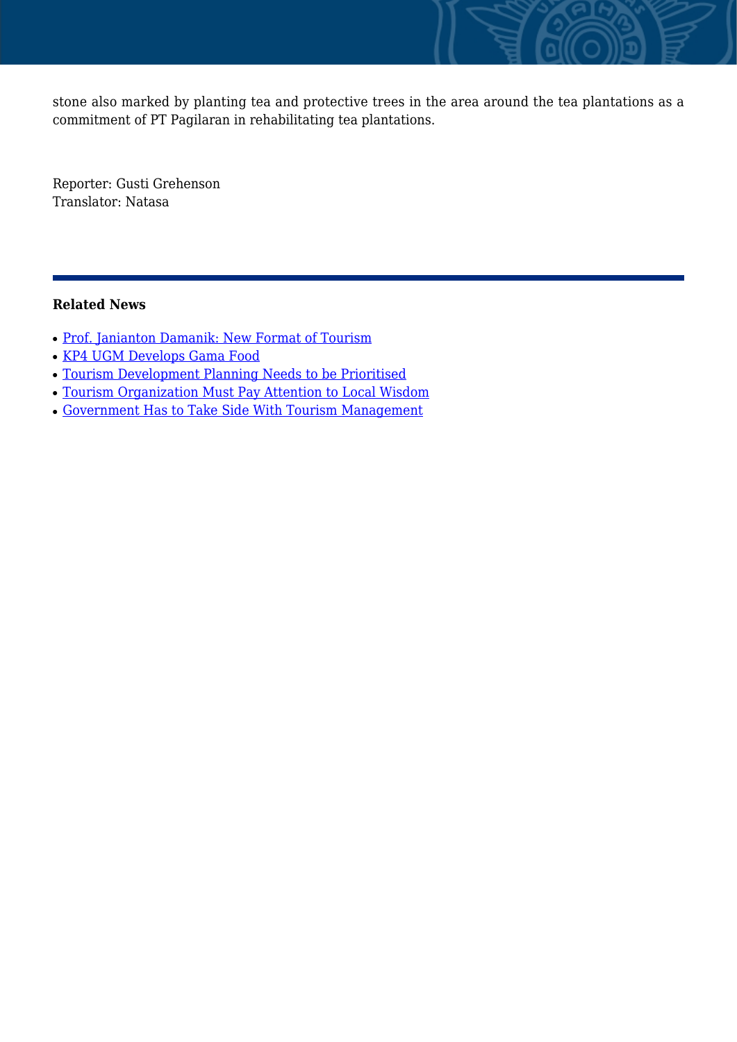stone also marked by planting tea and protective trees in the area around the tea plantations as a commitment of PT Pagilaran in rehabilitating tea plantations.

Reporter: Gusti Grehenson
Translator: Natasa

---

**Related News**

- Prof. Janianton Damanik: New Format of Tourism
- KP4 UGM Develops Gama Food
- Tourism Development Planning Needs to be Prioritised
- Tourism Organization Must Pay Attention to Local Wisdom
- Government Has to Take Side With Tourism Management